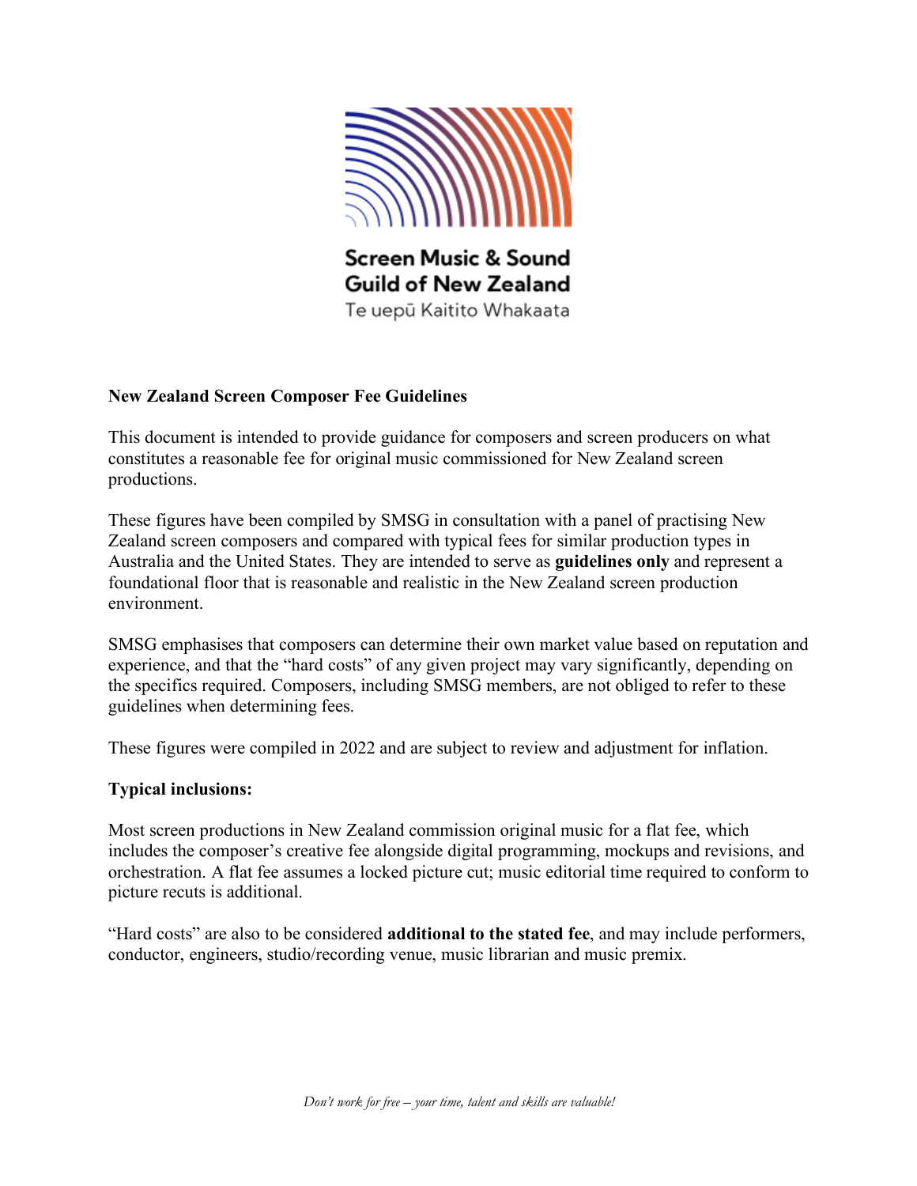Screen Music & Sound Guild of New Zealand

Te uepū Kaitito Whakaata

**New Zealand Screen Composer Fee Guidelines**

This document is intended to provide guidance for composers and screen producers on what constitutes a reasonable fee for original music commissioned for New Zealand screen productions.

These figures have been compiled by SMSG in consultation with a panel of practising New Zealand screen composers and compared with typical fees for similar production types in Australia and the United States. They are intended to serve as **guidelines only** and represent a foundational floor that is reasonable and realistic in the New Zealand screen production environment.

SMSG emphasises that composers can determine their own market value based on reputation and experience, and that the "hard costs" of any given project may vary significantly, depending on the specifics required. Composers, including SMSG members, are not obliged to refer to these guidelines when determining fees.

These figures were compiled in 2022 and are subject to review and adjustment for inflation.

**Typical inclusions:**

Most screen productions in New Zealand commission original music for a flat fee, which includes the composer's creative fee alongside digital programming, mockups and revisions, and orchestration. A flat fee assumes a locked picture cut; music editorial time required to conform to picture recuts is additional.

"Hard costs" are also to be considered **additional to the stated fee**, and may include performers, conductor, engineers, studio/recording venue, music librarian and music premix.

*Don't work for free – your time, talent and skills are valuable!*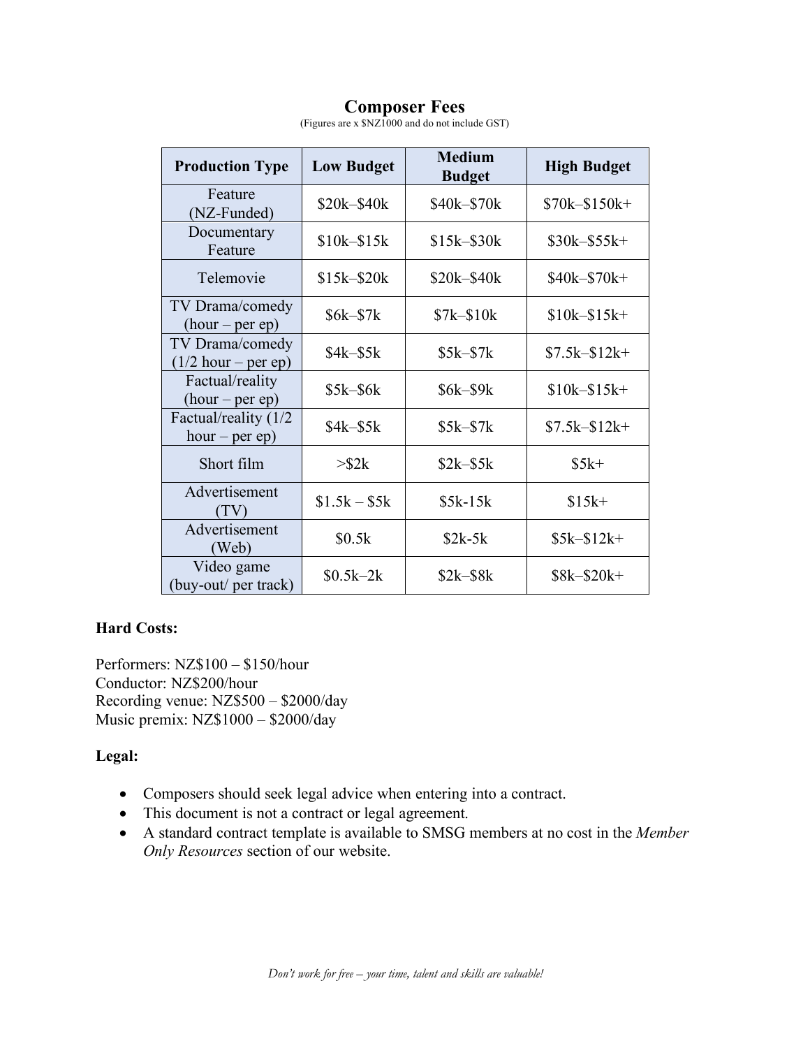# Composer Fees

(Figures are x $NZ1000 and do not include GST)

| Production Type | Low Budget | Medium Budget | High Budget |
|---|---|---|---|
| Feature (NZ-Funded) | $20k–$40k | $40k–$70k | $70k–$150k+ |
| Documentary Feature | $10k–$15k | $15k–$30k | $30k–$55k+ |
| Telemovie | $15k–$20k | $20k–$40k | $40k–$70k+ |
| TV Drama/comedy (hour – per ep) | $6k–$7k | $7k–$10k | $10k–$15k+ |
| TV Drama/comedy (1/2 hour – per ep) | $4k–$5k | $5k–$7k | $7.5k–$12k+ |
| Factual/reality (hour – per ep) | $5k–$6k | $6k–$9k | $10k–$15k+ |
| Factual/reality (1/2 hour – per ep) | $4k–$5k | $5k–$7k | $7.5k–$12k+ |
| Short film | >$2k | $2k–$5k | $5k+ |
| Advertisement (TV) | $1.5k – $5k | $5k-15k | $15k+ |
| Advertisement (Web) | $0.5k | $2k-5k | $5k–$12k+ |
| Video game (buy-out/ per track) | $0.5k–2k | $2k–$8k | $8k–$20k+ |

**Hard Costs:**

Performers: NZ$100 – $150/hour
Conductor: NZ$200/hour
Recording venue: NZ$500 – $2000/day
Music premix: NZ$1000 – $2000/day

**Legal:**

- Composers should seek legal advice when entering into a contract.
- This document is not a contract or legal agreement.
- A standard contract template is available to SMSG members at no cost in the *Member Only Resources* section of our website.

*Don't work for free – your time, talent and skills are valuable!*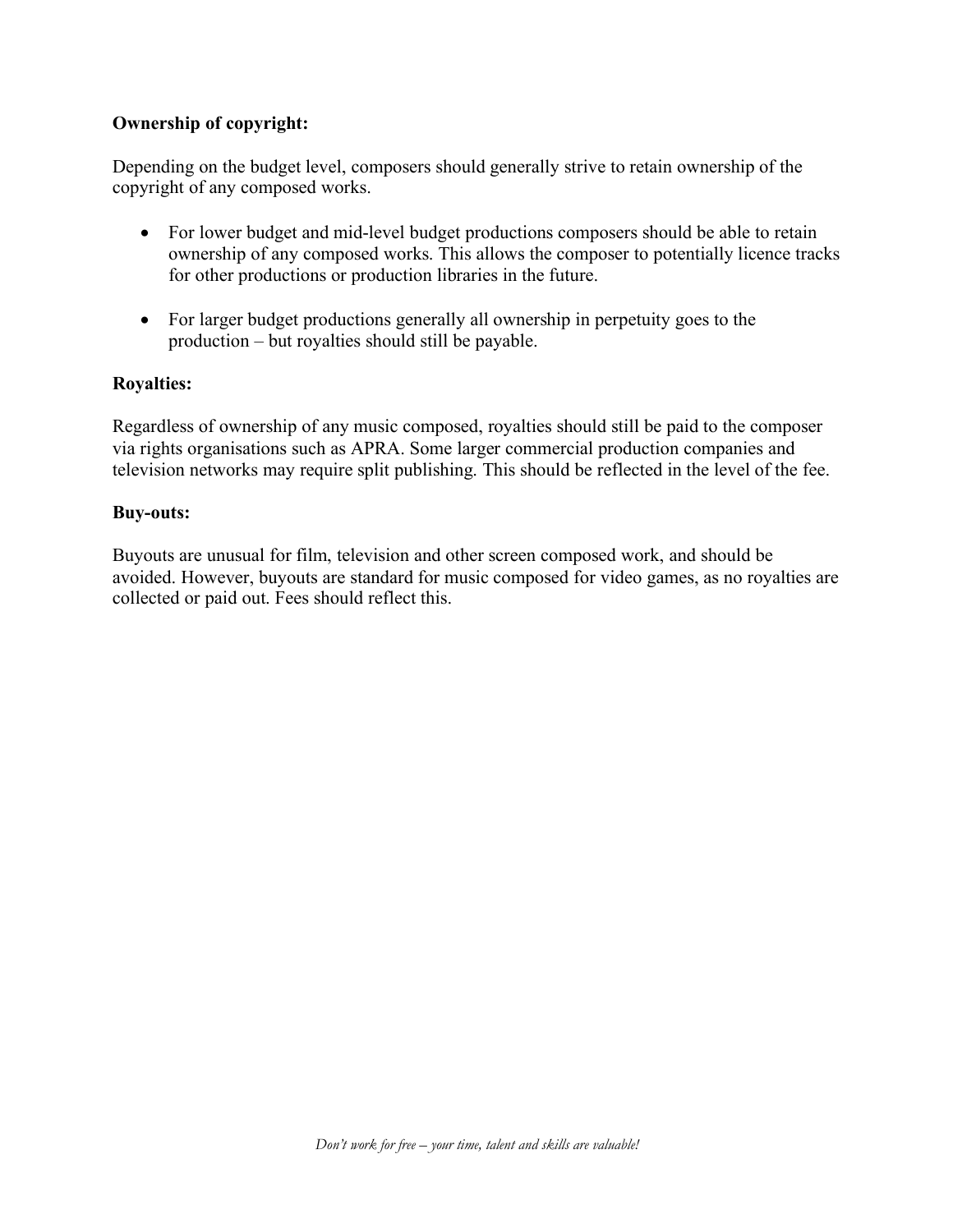**Ownership of copyright:**

Depending on the budget level, composers should generally strive to retain ownership of the copyright of any composed works.

- For lower budget and mid-level budget productions composers should be able to retain ownership of any composed works. This allows the composer to potentially licence tracks for other productions or production libraries in the future.

- For larger budget productions generally all ownership in perpetuity goes to the production – but royalties should still be payable.

**Royalties:**

Regardless of ownership of any music composed, royalties should still be paid to the composer via rights organisations such as APRA. Some larger commercial production companies and television networks may require split publishing. This should be reflected in the level of the fee.

**Buy-outs:**

Buyouts are unusual for film, television and other screen composed work, and should be avoided. However, buyouts are standard for music composed for video games, as no royalties are collected or paid out. Fees should reflect this.